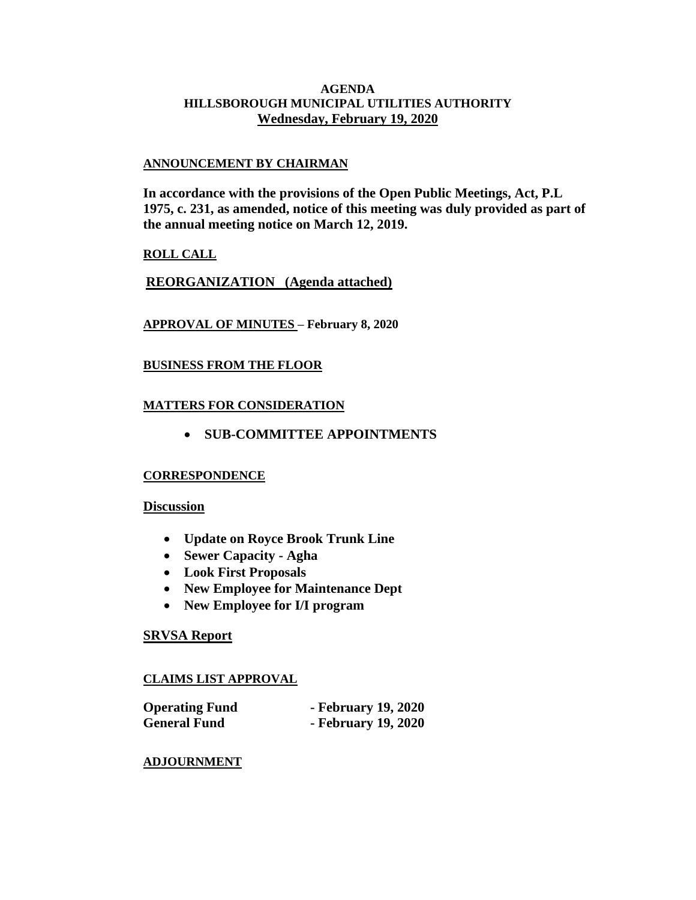# AGENDA
# HILLSBOROUGH MUNICIPAL UTILITIES AUTHORITY
## Wednesday, February 19, 2020

**ANNOUNCEMENT BY CHAIRMAN**

**In accordance with the provisions of the Open Public Meetings, Act, P.L 1975, c. 231, as amended, notice of this meeting was duly provided as part of the annual meeting notice on March 12, 2019.**

**ROLL CALL**

**REORGANIZATION (Agenda attached)**

**APPROVAL OF MINUTES – February 8, 2020**

**BUSINESS FROM THE FLOOR**

**MATTERS FOR CONSIDERATION**

- **SUB-COMMITTEE APPOINTMENTS**

**CORRESPONDENCE**

**Discussion**

- **Update on Royce Brook Trunk Line**
- **Sewer Capacity - Agha**
- **Look First Proposals**
- **New Employee for Maintenance Dept**
- **New Employee for I/I program**

**SRVSA Report**

**CLAIMS LIST APPROVAL**

| | |
|---|---|
| **Operating Fund** | **- February 19, 2020** |
| **General Fund** | **- February 19, 2020** |

**ADJOURNMENT**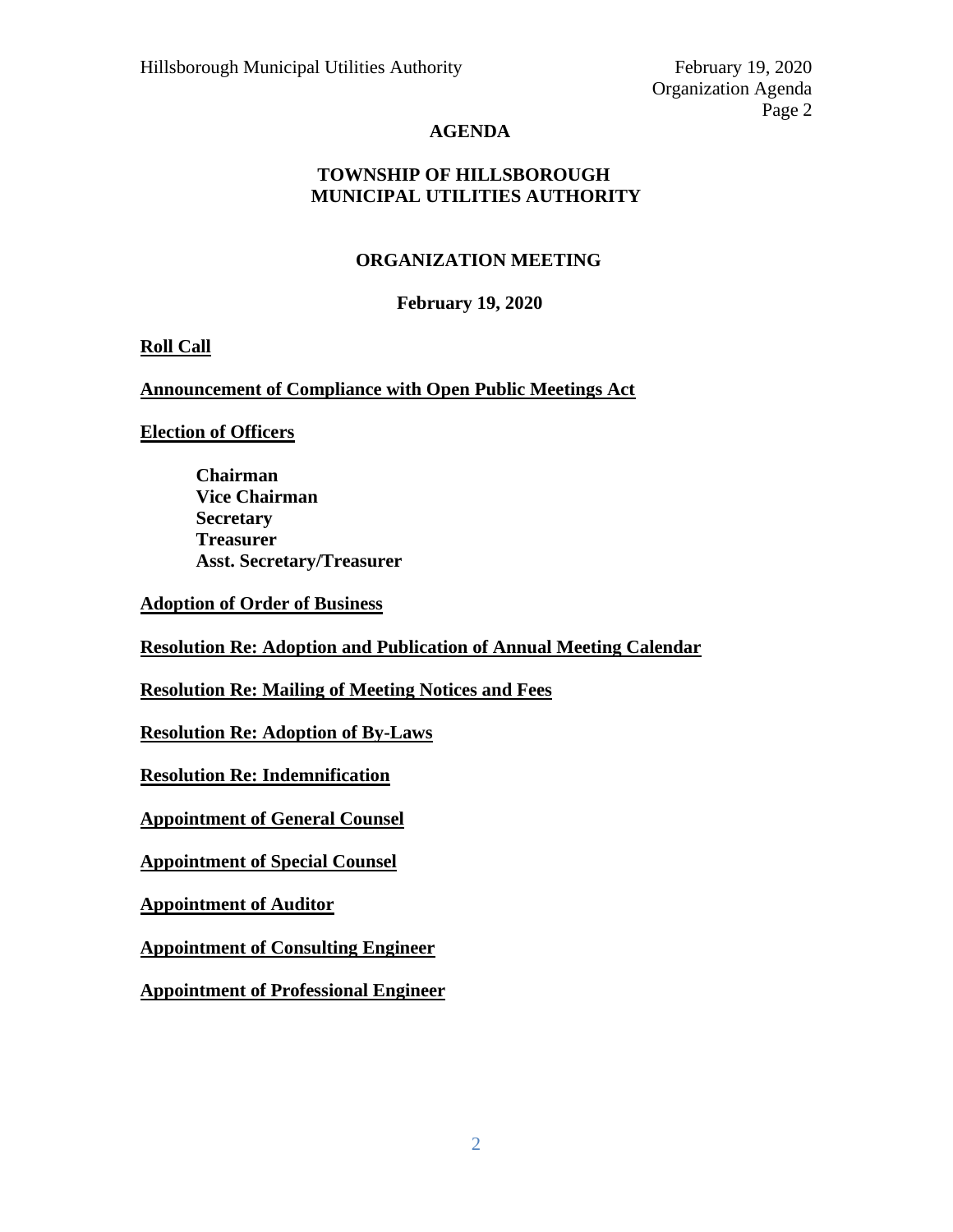# AGENDA

## TOWNSHIP OF HILLSBOROUGH MUNICIPAL UTILITIES AUTHORITY

## ORGANIZATION MEETING

**February 19, 2020**

**Roll Call**

**Announcement of Compliance with Open Public Meetings Act**

**Election of Officers**

- **Chairman**
- **Vice Chairman**
- **Secretary**
- **Treasurer**
- **Asst. Secretary/Treasurer**

**Adoption of Order of Business**

**Resolution Re: Adoption and Publication of Annual Meeting Calendar**

**Resolution Re: Mailing of Meeting Notices and Fees**

**Resolution Re: Adoption of By-Laws**

**Resolution Re: Indemnification**

**Appointment of General Counsel**

**Appointment of Special Counsel**

**Appointment of Auditor**

**Appointment of Consulting Engineer**

**Appointment of Professional Engineer**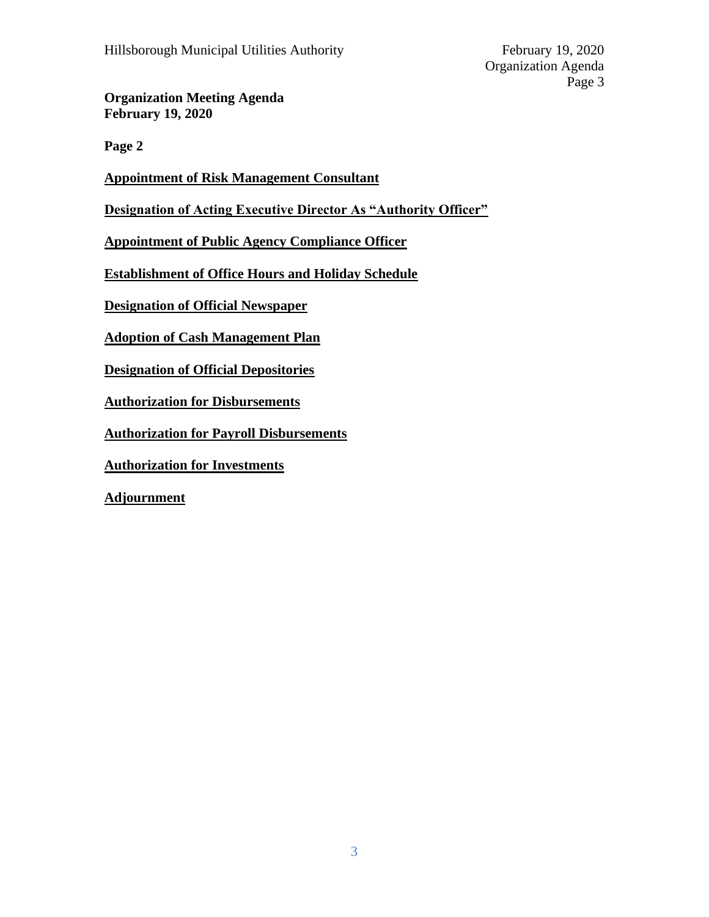**Organization Meeting Agenda**
**February 19, 2020**

**Page 2**

**Appointment of Risk Management Consultant**

**Designation of Acting Executive Director As "Authority Officer"**

**Appointment of Public Agency Compliance Officer**

**Establishment of Office Hours and Holiday Schedule**

**Designation of Official Newspaper**

**Adoption of Cash Management Plan**

**Designation of Official Depositories**

**Authorization for Disbursements**

**Authorization for Payroll Disbursements**

**Authorization for Investments**

**Adjournment**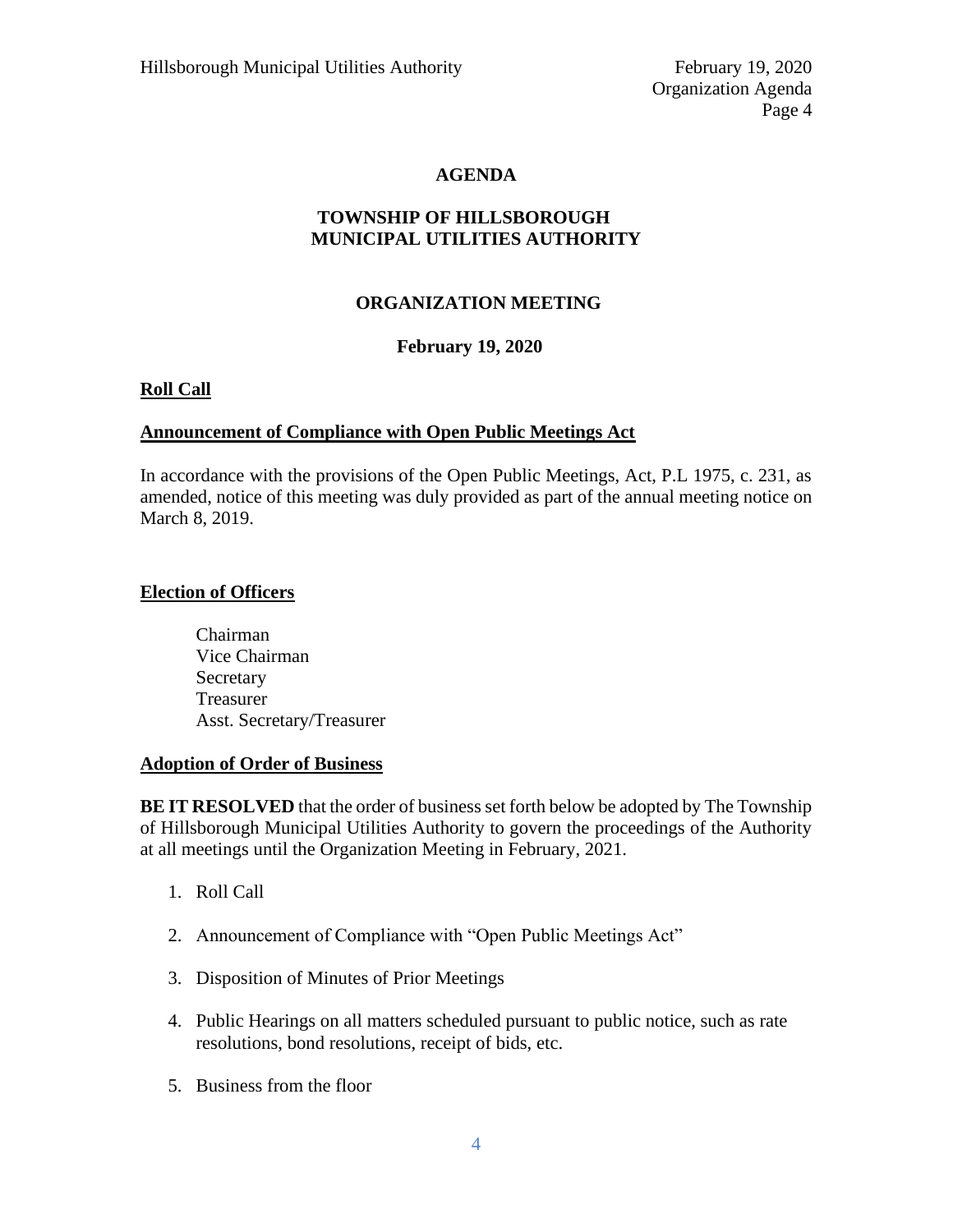# AGENDA

## TOWNSHIP OF HILLSBOROUGH MUNICIPAL UTILITIES AUTHORITY

## ORGANIZATION MEETING

**February 19, 2020**

**Roll Call**

**Announcement of Compliance with Open Public Meetings Act**

In accordance with the provisions of the Open Public Meetings, Act, P.L 1975, c. 231, as amended, notice of this meeting was duly provided as part of the annual meeting notice on March 8, 2019.

**Election of Officers**

Chairman
Vice Chairman
Secretary
Treasurer
Asst. Secretary/Treasurer

**Adoption of Order of Business**

**BE IT RESOLVED** that the order of business set forth below be adopted by The Township of Hillsborough Municipal Utilities Authority to govern the proceedings of the Authority at all meetings until the Organization Meeting in February, 2021.

1. Roll Call
2. Announcement of Compliance with "Open Public Meetings Act"
3. Disposition of Minutes of Prior Meetings
4. Public Hearings on all matters scheduled pursuant to public notice, such as rate resolutions, bond resolutions, receipt of bids, etc.
5. Business from the floor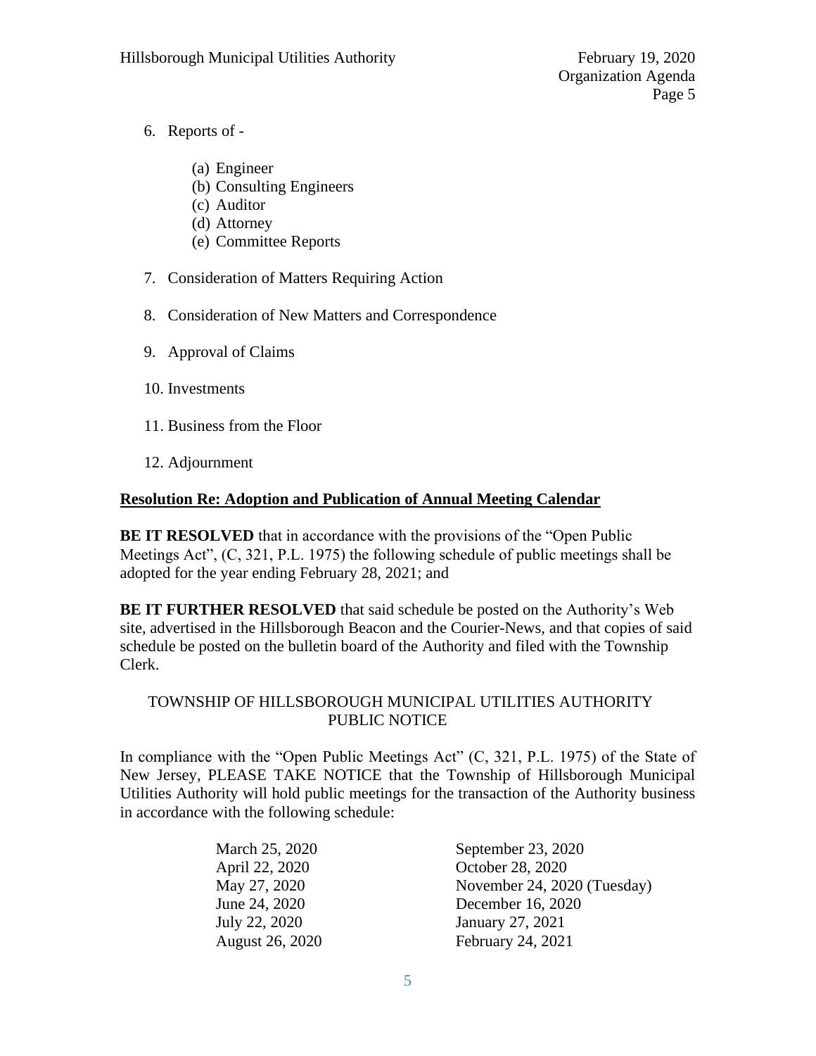6. Reports of -

   (a) Engineer
   (b) Consulting Engineers
   (c) Auditor
   (d) Attorney
   (e) Committee Reports

7. Consideration of Matters Requiring Action

8. Consideration of New Matters and Correspondence

9. Approval of Claims

10. Investments

11. Business from the Floor

12. Adjournment

**Resolution Re: Adoption and Publication of Annual Meeting Calendar**

**BE IT RESOLVED** that in accordance with the provisions of the "Open Public Meetings Act", (C, 321, P.L. 1975) the following schedule of public meetings shall be adopted for the year ending February 28, 2021; and

**BE IT FURTHER RESOLVED** that said schedule be posted on the Authority's Web site, advertised in the Hillsborough Beacon and the Courier-News, and that copies of said schedule be posted on the bulletin board of the Authority and filed with the Township Clerk.

TOWNSHIP OF HILLSBOROUGH MUNICIPAL UTILITIES AUTHORITY
PUBLIC NOTICE

In compliance with the "Open Public Meetings Act" (C, 321, P.L. 1975) of the State of New Jersey, PLEASE TAKE NOTICE that the Township of Hillsborough Municipal Utilities Authority will hold public meetings for the transaction of the Authority business in accordance with the following schedule:

| | |
|---|---|
| March 25, 2020 | September 23, 2020 |
| April 22, 2020 | October 28, 2020 |
| May 27, 2020 | November 24, 2020 (Tuesday) |
| June 24, 2020 | December 16, 2020 |
| July 22, 2020 | January 27, 2021 |
| August 26, 2020 | February 24, 2021 |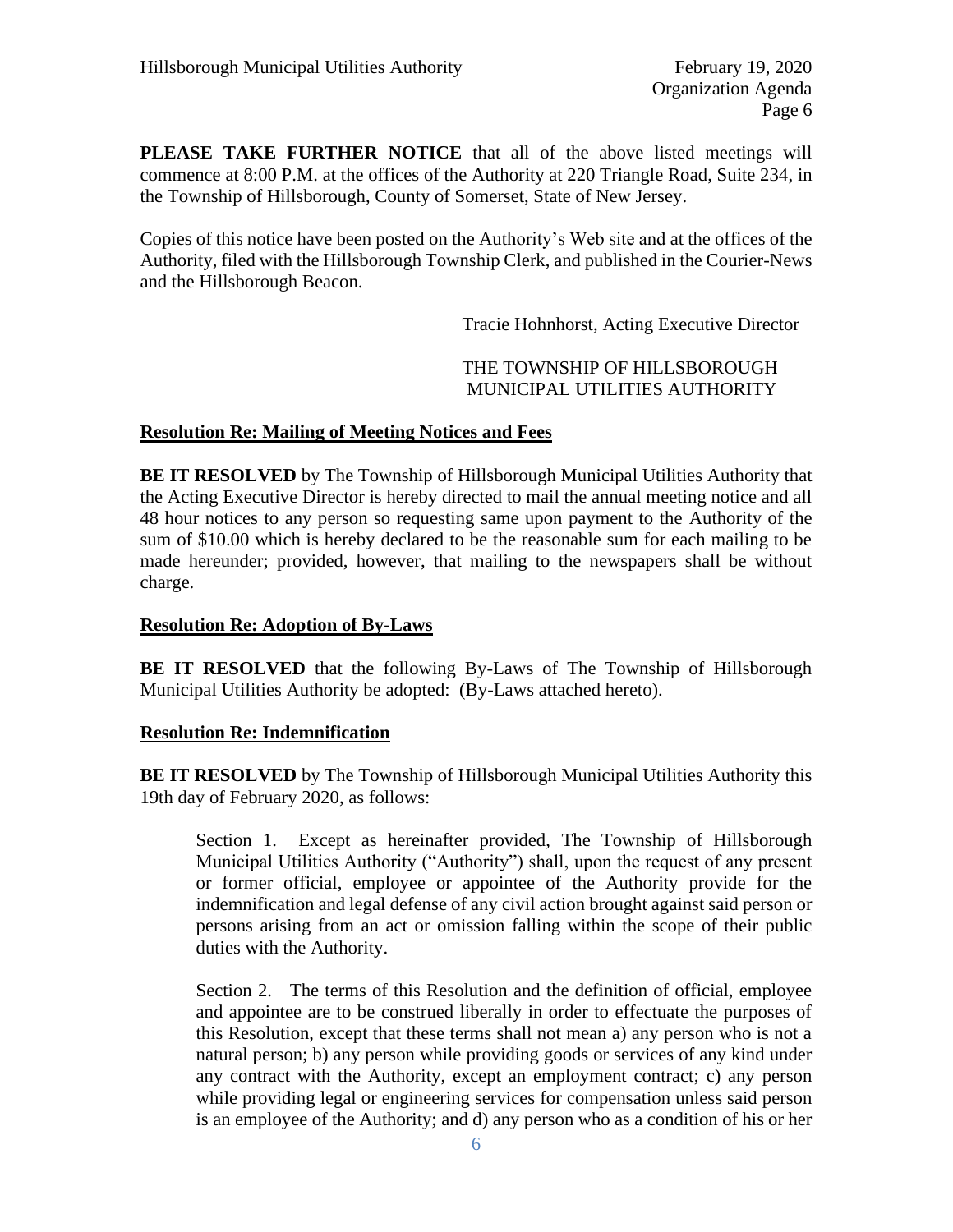**PLEASE TAKE FURTHER NOTICE** that all of the above listed meetings will commence at 8:00 P.M. at the offices of the Authority at 220 Triangle Road, Suite 234, in the Township of Hillsborough, County of Somerset, State of New Jersey.

Copies of this notice have been posted on the Authority's Web site and at the offices of the Authority, filed with the Hillsborough Township Clerk, and published in the Courier-News and the Hillsborough Beacon.

Tracie Hohnhorst, Acting Executive Director

THE TOWNSHIP OF HILLSBOROUGH MUNICIPAL UTILITIES AUTHORITY

**Resolution Re: Mailing of Meeting Notices and Fees**

**BE IT RESOLVED** by The Township of Hillsborough Municipal Utilities Authority that the Acting Executive Director is hereby directed to mail the annual meeting notice and all 48 hour notices to any person so requesting same upon payment to the Authority of the sum of $10.00 which is hereby declared to be the reasonable sum for each mailing to be made hereunder; provided, however, that mailing to the newspapers shall be without charge.

**Resolution Re: Adoption of By-Laws**

**BE IT RESOLVED** that the following By-Laws of The Township of Hillsborough Municipal Utilities Authority be adopted: (By-Laws attached hereto).

**Resolution Re: Indemnification**

**BE IT RESOLVED** by The Township of Hillsborough Municipal Utilities Authority this 19th day of February 2020, as follows:

> Section 1. Except as hereinafter provided, The Township of Hillsborough Municipal Utilities Authority ("Authority") shall, upon the request of any present or former official, employee or appointee of the Authority provide for the indemnification and legal defense of any civil action brought against said person or persons arising from an act or omission falling within the scope of their public duties with the Authority.
>
> Section 2. The terms of this Resolution and the definition of official, employee and appointee are to be construed liberally in order to effectuate the purposes of this Resolution, except that these terms shall not mean a) any person who is not a natural person; b) any person while providing goods or services of any kind under any contract with the Authority, except an employment contract; c) any person while providing legal or engineering services for compensation unless said person is an employee of the Authority; and d) any person who as a condition of his or her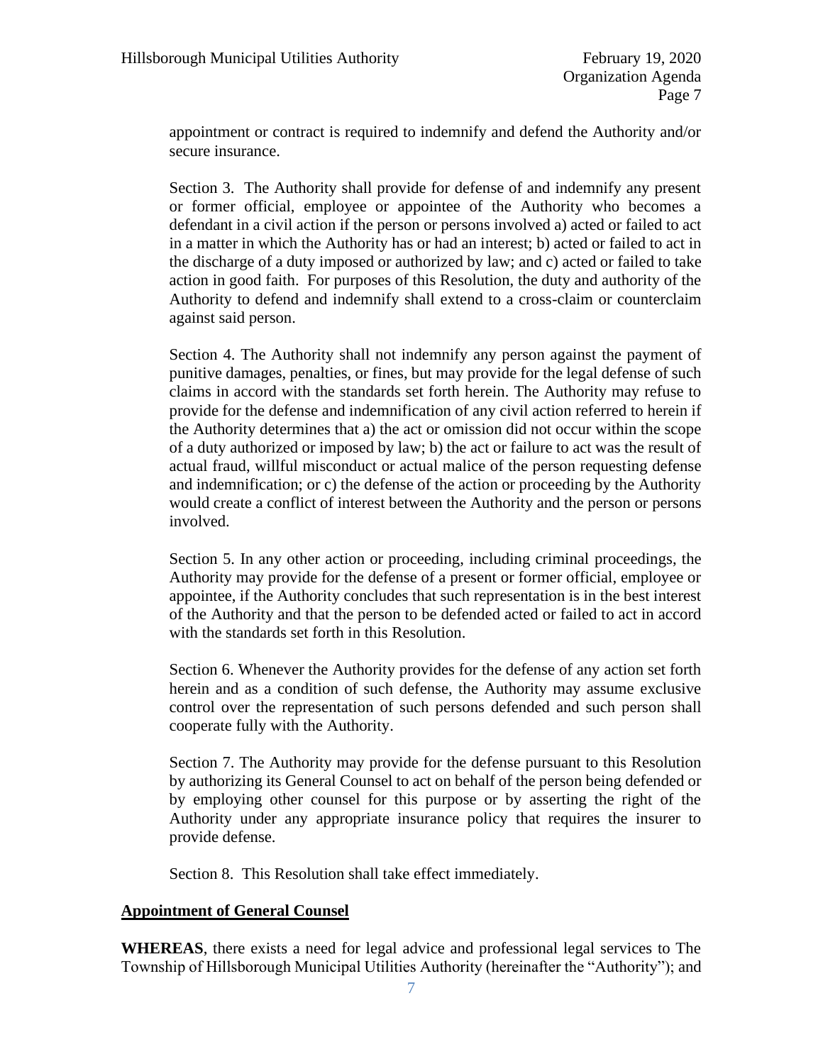appointment or contract is required to indemnify and defend the Authority and/or secure insurance.

Section 3. The Authority shall provide for defense of and indemnify any present or former official, employee or appointee of the Authority who becomes a defendant in a civil action if the person or persons involved a) acted or failed to act in a matter in which the Authority has or had an interest; b) acted or failed to act in the discharge of a duty imposed or authorized by law; and c) acted or failed to take action in good faith. For purposes of this Resolution, the duty and authority of the Authority to defend and indemnify shall extend to a cross-claim or counterclaim against said person.

Section 4. The Authority shall not indemnify any person against the payment of punitive damages, penalties, or fines, but may provide for the legal defense of such claims in accord with the standards set forth herein. The Authority may refuse to provide for the defense and indemnification of any civil action referred to herein if the Authority determines that a) the act or omission did not occur within the scope of a duty authorized or imposed by law; b) the act or failure to act was the result of actual fraud, willful misconduct or actual malice of the person requesting defense and indemnification; or c) the defense of the action or proceeding by the Authority would create a conflict of interest between the Authority and the person or persons involved.

Section 5. In any other action or proceeding, including criminal proceedings, the Authority may provide for the defense of a present or former official, employee or appointee, if the Authority concludes that such representation is in the best interest of the Authority and that the person to be defended acted or failed to act in accord with the standards set forth in this Resolution.

Section 6. Whenever the Authority provides for the defense of any action set forth herein and as a condition of such defense, the Authority may assume exclusive control over the representation of such persons defended and such person shall cooperate fully with the Authority.

Section 7. The Authority may provide for the defense pursuant to this Resolution by authorizing its General Counsel to act on behalf of the person being defended or by employing other counsel for this purpose or by asserting the right of the Authority under any appropriate insurance policy that requires the insurer to provide defense.

Section 8. This Resolution shall take effect immediately.

**Appointment of General Counsel**

**WHEREAS**, there exists a need for legal advice and professional legal services to The Township of Hillsborough Municipal Utilities Authority (hereinafter the "Authority"); and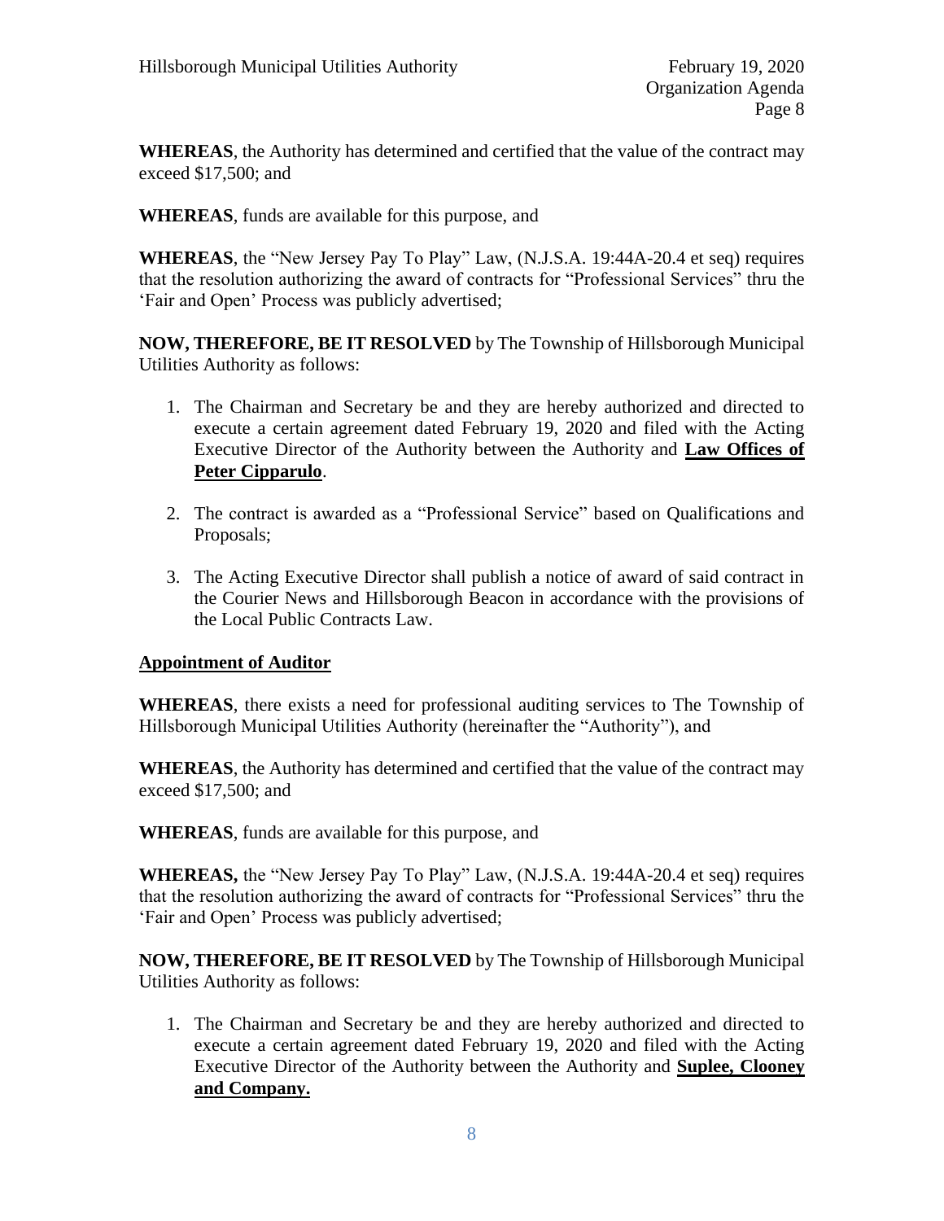**WHEREAS**, the Authority has determined and certified that the value of the contract may exceed $17,500; and

**WHEREAS**, funds are available for this purpose, and

**WHEREAS**, the "New Jersey Pay To Play" Law, (N.J.S.A. 19:44A-20.4 et seq) requires that the resolution authorizing the award of contracts for "Professional Services" thru the 'Fair and Open' Process was publicly advertised;

**NOW, THEREFORE, BE IT RESOLVED** by The Township of Hillsborough Municipal Utilities Authority as follows:

1. The Chairman and Secretary be and they are hereby authorized and directed to execute a certain agreement dated February 19, 2020 and filed with the Acting Executive Director of the Authority between the Authority and **Law Offices of Peter Cipparulo**.

2. The contract is awarded as a "Professional Service" based on Qualifications and Proposals;

3. The Acting Executive Director shall publish a notice of award of said contract in the Courier News and Hillsborough Beacon in accordance with the provisions of the Local Public Contracts Law.

**Appointment of Auditor**

**WHEREAS**, there exists a need for professional auditing services to The Township of Hillsborough Municipal Utilities Authority (hereinafter the "Authority"), and

**WHEREAS**, the Authority has determined and certified that the value of the contract may exceed $17,500; and

**WHEREAS**, funds are available for this purpose, and

**WHEREAS,** the "New Jersey Pay To Play" Law, (N.J.S.A. 19:44A-20.4 et seq) requires that the resolution authorizing the award of contracts for "Professional Services" thru the 'Fair and Open' Process was publicly advertised;

**NOW, THEREFORE, BE IT RESOLVED** by The Township of Hillsborough Municipal Utilities Authority as follows:

1. The Chairman and Secretary be and they are hereby authorized and directed to execute a certain agreement dated February 19, 2020 and filed with the Acting Executive Director of the Authority between the Authority and **Suplee, Clooney and Company.**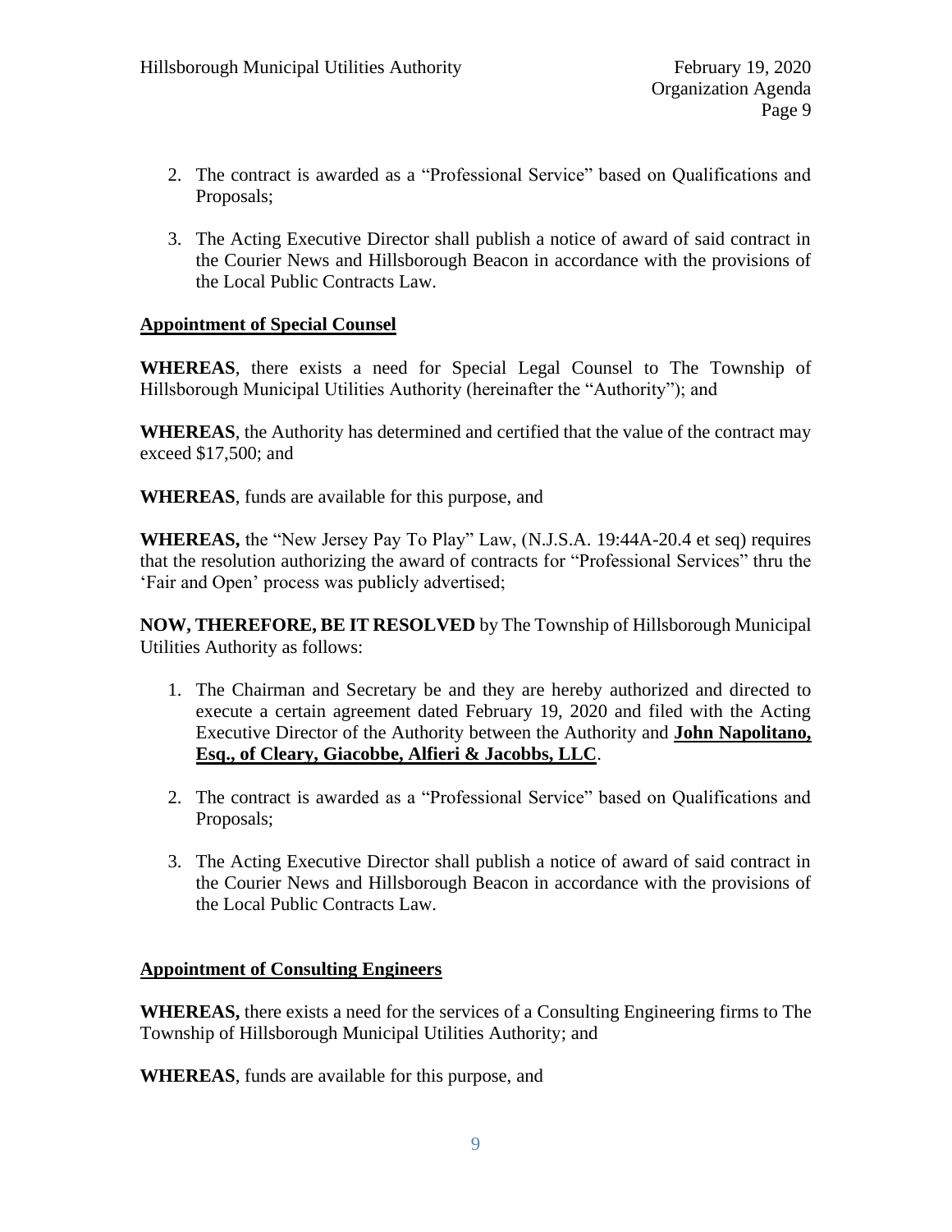2. The contract is awarded as a "Professional Service" based on Qualifications and Proposals;

3. The Acting Executive Director shall publish a notice of award of said contract in the Courier News and Hillsborough Beacon in accordance with the provisions of the Local Public Contracts Law.

**Appointment of Special Counsel**

**WHEREAS**, there exists a need for Special Legal Counsel to The Township of Hillsborough Municipal Utilities Authority (hereinafter the "Authority"); and

**WHEREAS**, the Authority has determined and certified that the value of the contract may exceed $17,500; and

**WHEREAS**, funds are available for this purpose, and

**WHEREAS,** the "New Jersey Pay To Play" Law, (N.J.S.A. 19:44A-20.4 et seq) requires that the resolution authorizing the award of contracts for "Professional Services" thru the 'Fair and Open' process was publicly advertised;

**NOW, THEREFORE, BE IT RESOLVED** by The Township of Hillsborough Municipal Utilities Authority as follows:

1. The Chairman and Secretary be and they are hereby authorized and directed to execute a certain agreement dated February 19, 2020 and filed with the Acting Executive Director of the Authority between the Authority and **John Napolitano, Esq., of Cleary, Giacobbe, Alfieri & Jacobbs, LLC**.

2. The contract is awarded as a "Professional Service" based on Qualifications and Proposals;

3. The Acting Executive Director shall publish a notice of award of said contract in the Courier News and Hillsborough Beacon in accordance with the provisions of the Local Public Contracts Law.

**Appointment of Consulting Engineers**

**WHEREAS,** there exists a need for the services of a Consulting Engineering firms to The Township of Hillsborough Municipal Utilities Authority; and

**WHEREAS**, funds are available for this purpose, and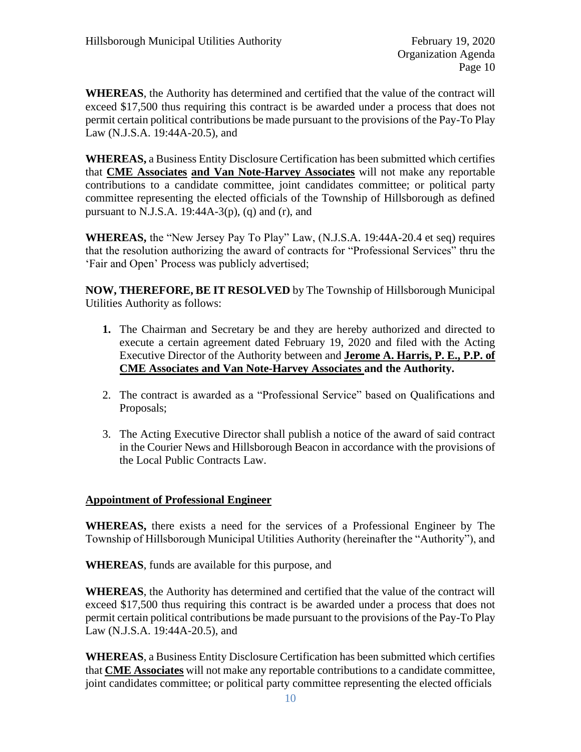**WHEREAS**, the Authority has determined and certified that the value of the contract will exceed $17,500 thus requiring this contract is be awarded under a process that does not permit certain political contributions be made pursuant to the provisions of the Pay-To Play Law (N.J.S.A. 19:44A-20.5), and

**WHEREAS,** a Business Entity Disclosure Certification has been submitted which certifies that **CME Associates and Van Note-Harvey Associates** will not make any reportable contributions to a candidate committee, joint candidates committee; or political party committee representing the elected officials of the Township of Hillsborough as defined pursuant to N.J.S.A. 19:44A-3(p), (q) and (r), and

**WHEREAS,** the "New Jersey Pay To Play" Law, (N.J.S.A. 19:44A-20.4 et seq) requires that the resolution authorizing the award of contracts for "Professional Services" thru the 'Fair and Open' Process was publicly advertised;

**NOW, THEREFORE, BE IT RESOLVED** by The Township of Hillsborough Municipal Utilities Authority as follows:

1. The Chairman and Secretary be and they are hereby authorized and directed to execute a certain agreement dated February 19, 2020 and filed with the Acting Executive Director of the Authority between and **Jerome A. Harris, P. E., P.P. of CME Associates and Van Note-Harvey Associates and the Authority.**
2. The contract is awarded as a "Professional Service" based on Qualifications and Proposals;
3. The Acting Executive Director shall publish a notice of the award of said contract in the Courier News and Hillsborough Beacon in accordance with the provisions of the Local Public Contracts Law.

**Appointment of Professional Engineer**

**WHEREAS,** there exists a need for the services of a Professional Engineer by The Township of Hillsborough Municipal Utilities Authority (hereinafter the "Authority"), and

**WHEREAS**, funds are available for this purpose, and

**WHEREAS**, the Authority has determined and certified that the value of the contract will exceed $17,500 thus requiring this contract is be awarded under a process that does not permit certain political contributions be made pursuant to the provisions of the Pay-To Play Law (N.J.S.A. 19:44A-20.5), and

**WHEREAS**, a Business Entity Disclosure Certification has been submitted which certifies that **CME Associates** will not make any reportable contributions to a candidate committee, joint candidates committee; or political party committee representing the elected officials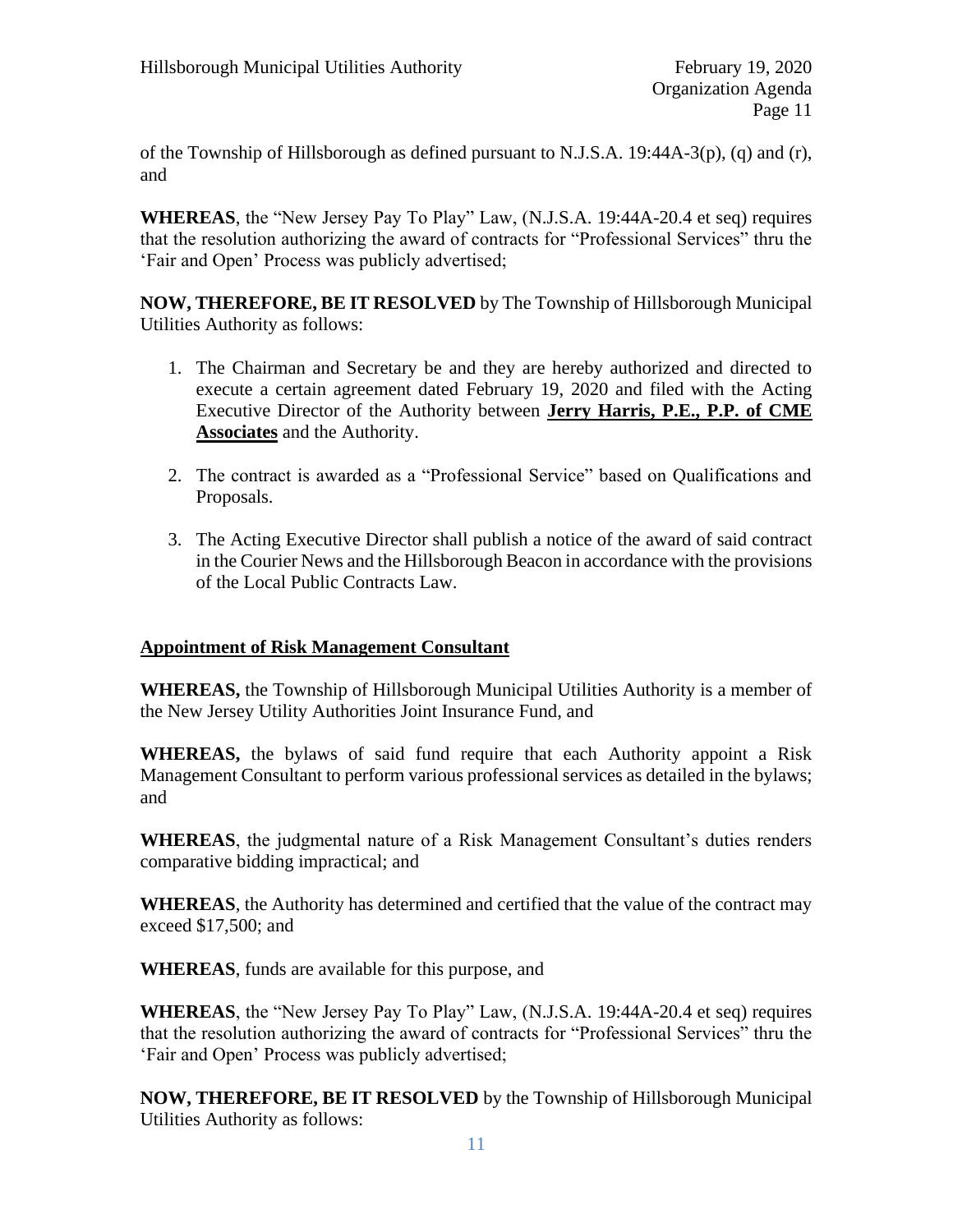of the Township of Hillsborough as defined pursuant to N.J.S.A. 19:44A-3(p), (q) and (r), and

**WHEREAS**, the "New Jersey Pay To Play" Law, (N.J.S.A. 19:44A-20.4 et seq) requires that the resolution authorizing the award of contracts for "Professional Services" thru the 'Fair and Open' Process was publicly advertised;

**NOW, THEREFORE, BE IT RESOLVED** by The Township of Hillsborough Municipal Utilities Authority as follows:

1. The Chairman and Secretary be and they are hereby authorized and directed to execute a certain agreement dated February 19, 2020 and filed with the Acting Executive Director of the Authority between **Jerry Harris, P.E., P.P. of CME Associates** and the Authority.
2. The contract is awarded as a "Professional Service" based on Qualifications and Proposals.
3. The Acting Executive Director shall publish a notice of the award of said contract in the Courier News and the Hillsborough Beacon in accordance with the provisions of the Local Public Contracts Law.

**Appointment of Risk Management Consultant**

**WHEREAS,** the Township of Hillsborough Municipal Utilities Authority is a member of the New Jersey Utility Authorities Joint Insurance Fund, and

**WHEREAS,** the bylaws of said fund require that each Authority appoint a Risk Management Consultant to perform various professional services as detailed in the bylaws; and

**WHEREAS**, the judgmental nature of a Risk Management Consultant's duties renders comparative bidding impractical; and

**WHEREAS**, the Authority has determined and certified that the value of the contract may exceed $17,500; and

**WHEREAS**, funds are available for this purpose, and

**WHEREAS**, the "New Jersey Pay To Play" Law, (N.J.S.A. 19:44A-20.4 et seq) requires that the resolution authorizing the award of contracts for "Professional Services" thru the 'Fair and Open' Process was publicly advertised;

**NOW, THEREFORE, BE IT RESOLVED** by the Township of Hillsborough Municipal Utilities Authority as follows: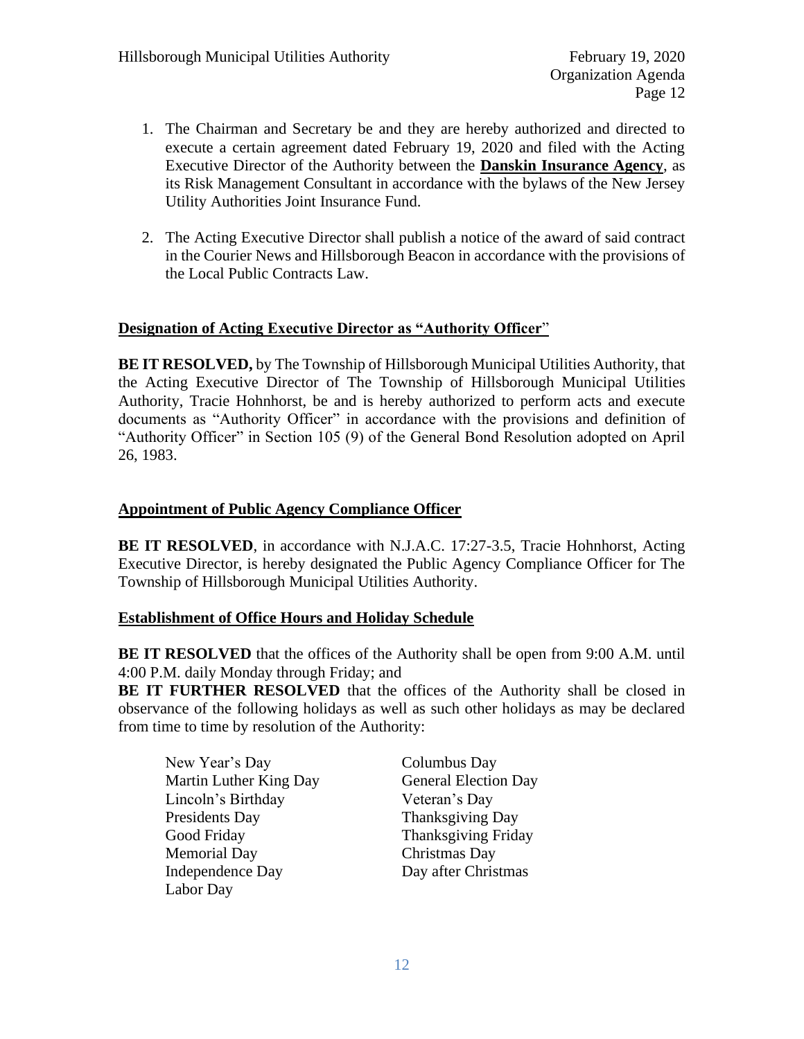1. The Chairman and Secretary be and they are hereby authorized and directed to execute a certain agreement dated February 19, 2020 and filed with the Acting Executive Director of the Authority between the **Danskin Insurance Agency**, as its Risk Management Consultant in accordance with the bylaws of the New Jersey Utility Authorities Joint Insurance Fund.

2. The Acting Executive Director shall publish a notice of the award of said contract in the Courier News and Hillsborough Beacon in accordance with the provisions of the Local Public Contracts Law.

**Designation of Acting Executive Director as "Authority Officer"**

**BE IT RESOLVED,** by The Township of Hillsborough Municipal Utilities Authority, that the Acting Executive Director of The Township of Hillsborough Municipal Utilities Authority, Tracie Hohnhorst, be and is hereby authorized to perform acts and execute documents as "Authority Officer" in accordance with the provisions and definition of "Authority Officer" in Section 105 (9) of the General Bond Resolution adopted on April 26, 1983.

**Appointment of Public Agency Compliance Officer**

**BE IT RESOLVED**, in accordance with N.J.A.C. 17:27-3.5, Tracie Hohnhorst, Acting Executive Director, is hereby designated the Public Agency Compliance Officer for The Township of Hillsborough Municipal Utilities Authority.

**Establishment of Office Hours and Holiday Schedule**

**BE IT RESOLVED** that the offices of the Authority shall be open from 9:00 A.M. until 4:00 P.M. daily Monday through Friday; and

**BE IT FURTHER RESOLVED** that the offices of the Authority shall be closed in observance of the following holidays as well as such other holidays as may be declared from time to time by resolution of the Authority:

- New Year's Day
- Martin Luther King Day
- Lincoln's Birthday
- Presidents Day
- Good Friday
- Memorial Day
- Independence Day
- Labor Day
- Columbus Day
- General Election Day
- Veteran's Day
- Thanksgiving Day
- Thanksgiving Friday
- Christmas Day
- Day after Christmas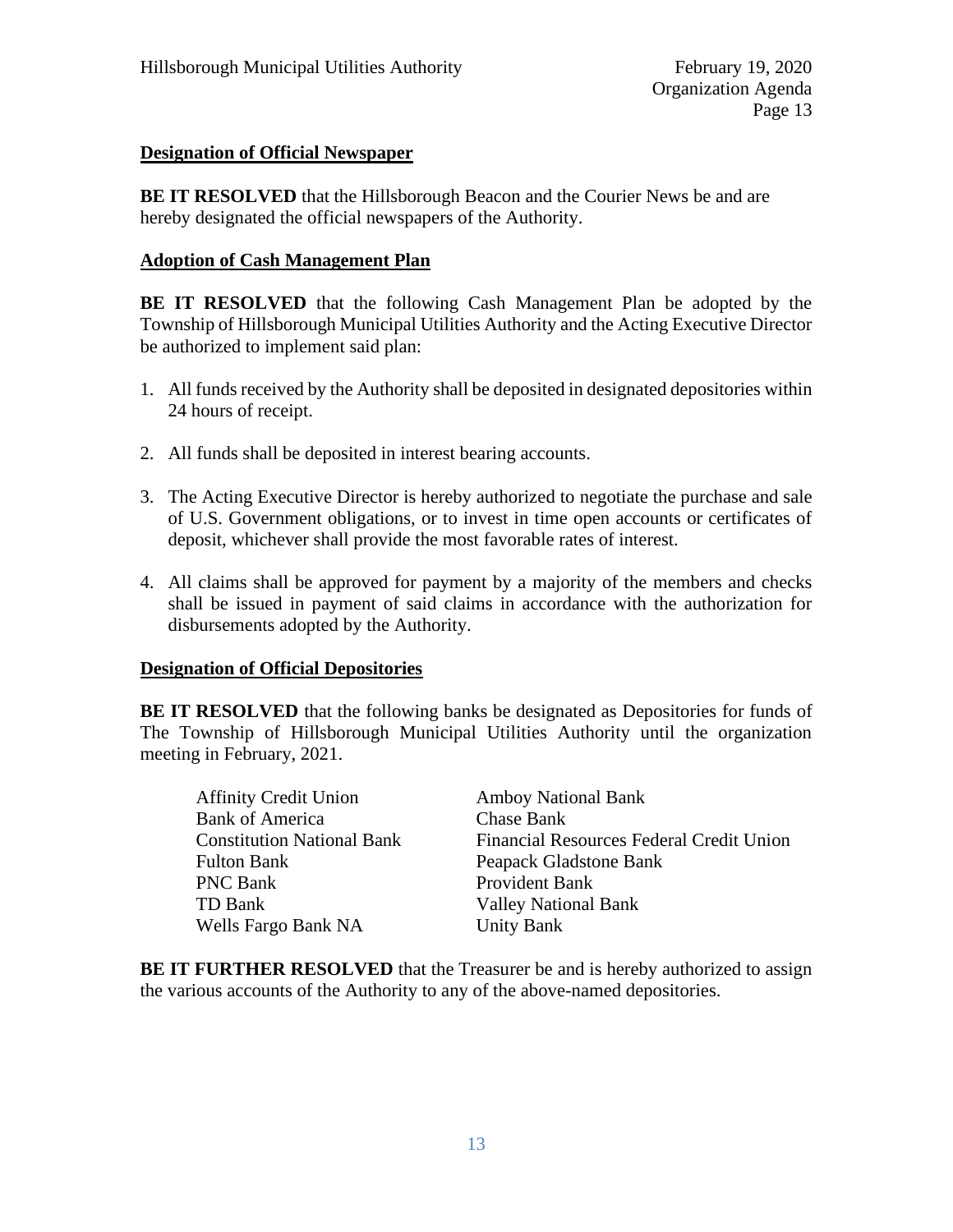### Designation of Official Newspaper

**BE IT RESOLVED** that the Hillsborough Beacon and the Courier News be and are hereby designated the official newspapers of the Authority.

### Adoption of Cash Management Plan

**BE IT RESOLVED** that the following Cash Management Plan be adopted by the Township of Hillsborough Municipal Utilities Authority and the Acting Executive Director be authorized to implement said plan:

1. All funds received by the Authority shall be deposited in designated depositories within 24 hours of receipt.

2. All funds shall be deposited in interest bearing accounts.

3. The Acting Executive Director is hereby authorized to negotiate the purchase and sale of U.S. Government obligations, or to invest in time open accounts or certificates of deposit, whichever shall provide the most favorable rates of interest.

4. All claims shall be approved for payment by a majority of the members and checks shall be issued in payment of said claims in accordance with the authorization for disbursements adopted by the Authority.

### Designation of Official Depositories

**BE IT RESOLVED** that the following banks be designated as Depositories for funds of The Township of Hillsborough Municipal Utilities Authority until the organization meeting in February, 2021.

| | |
|---|---|
| Affinity Credit Union | Amboy National Bank |
| Bank of America | Chase Bank |
| Constitution National Bank | Financial Resources Federal Credit Union |
| Fulton Bank | Peapack Gladstone Bank |
| PNC Bank | Provident Bank |
| TD Bank | Valley National Bank |
| Wells Fargo Bank NA | Unity Bank |

**BE IT FURTHER RESOLVED** that the Treasurer be and is hereby authorized to assign the various accounts of the Authority to any of the above-named depositories.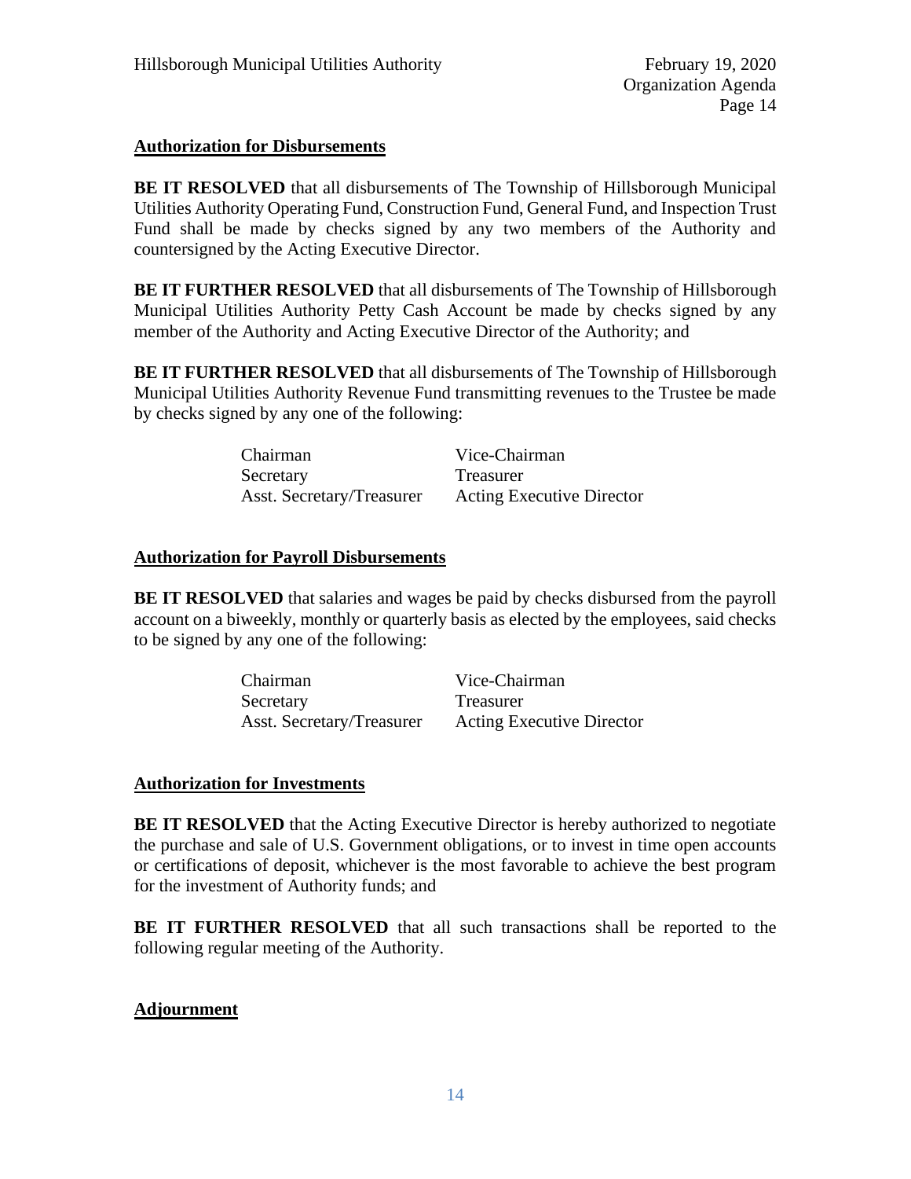## Authorization for Disbursements

**BE IT RESOLVED** that all disbursements of The Township of Hillsborough Municipal Utilities Authority Operating Fund, Construction Fund, General Fund, and Inspection Trust Fund shall be made by checks signed by any two members of the Authority and countersigned by the Acting Executive Director.

**BE IT FURTHER RESOLVED** that all disbursements of The Township of Hillsborough Municipal Utilities Authority Petty Cash Account be made by checks signed by any member of the Authority and Acting Executive Director of the Authority; and

**BE IT FURTHER RESOLVED** that all disbursements of The Township of Hillsborough Municipal Utilities Authority Revenue Fund transmitting revenues to the Trustee be made by checks signed by any one of the following:

| | |
|---|---|
| Chairman | Vice-Chairman |
| Secretary | Treasurer |
| Asst. Secretary/Treasurer | Acting Executive Director |

## Authorization for Payroll Disbursements

**BE IT RESOLVED** that salaries and wages be paid by checks disbursed from the payroll account on a biweekly, monthly or quarterly basis as elected by the employees, said checks to be signed by any one of the following:

| | |
|---|---|
| Chairman | Vice-Chairman |
| Secretary | Treasurer |
| Asst. Secretary/Treasurer | Acting Executive Director |

## Authorization for Investments

**BE IT RESOLVED** that the Acting Executive Director is hereby authorized to negotiate the purchase and sale of U.S. Government obligations, or to invest in time open accounts or certifications of deposit, whichever is the most favorable to achieve the best program for the investment of Authority funds; and

**BE IT FURTHER RESOLVED** that all such transactions shall be reported to the following regular meeting of the Authority.

## Adjournment